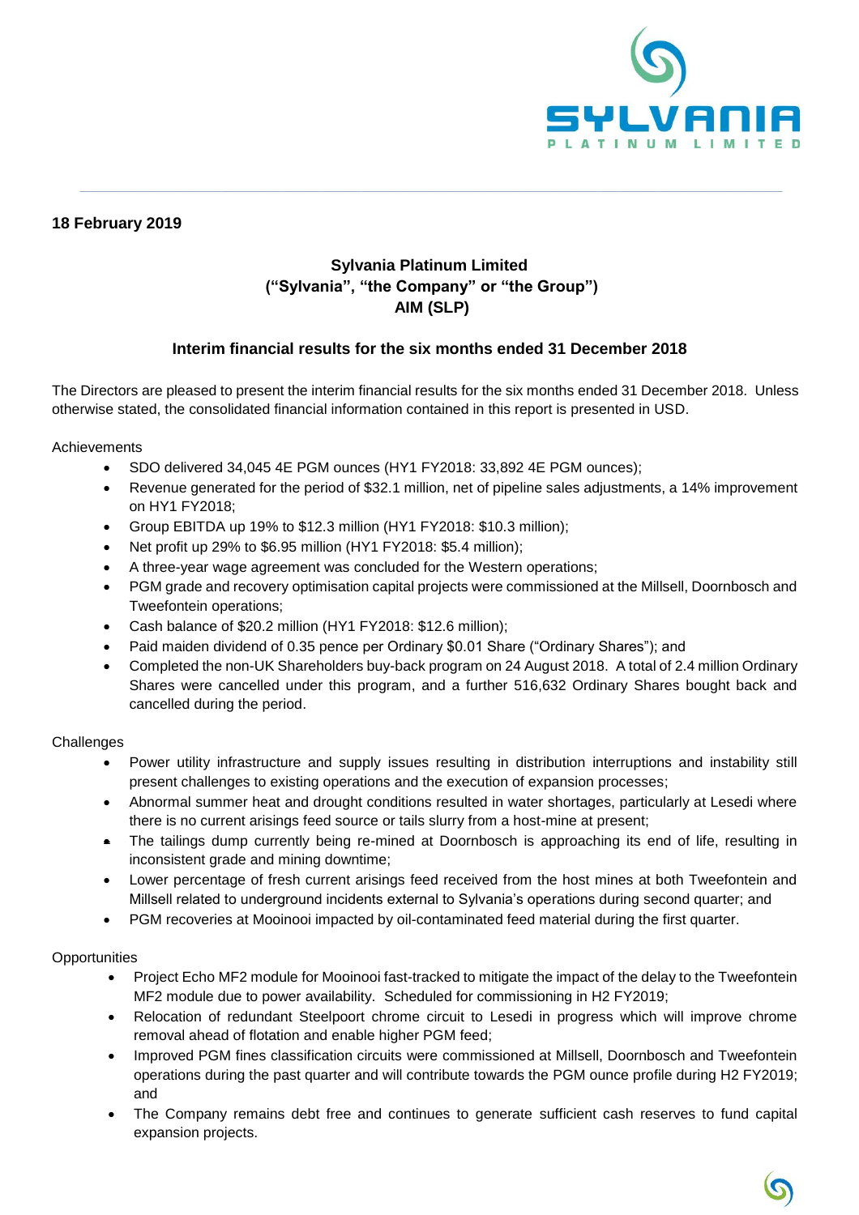**18 February 2019**

**Sylvania Platinum Limited**
**("Sylvania", "the Company" or "the Group")**
**AIM (SLP)**

**Interim financial results for the six months ended 31 December 2018**

The Directors are pleased to present the interim financial results for the six months ended 31 December 2018. Unless otherwise stated, the consolidated financial information contained in this report is presented in USD.

Achievements

- SDO delivered 34,045 4E PGM ounces (HY1 FY2018: 33,892 4E PGM ounces);
- Revenue generated for the period of $32.1 million, net of pipeline sales adjustments, a 14% improvement on HY1 FY2018;
- Group EBITDA up 19% to $12.3 million (HY1 FY2018: $10.3 million);
- Net profit up 29% to $6.95 million (HY1 FY2018: $5.4 million);
- A three-year wage agreement was concluded for the Western operations;
- PGM grade and recovery optimisation capital projects were commissioned at the Millsell, Doornbosch and Tweefontein operations;
- Cash balance of $20.2 million (HY1 FY2018: $12.6 million);
- Paid maiden dividend of 0.35 pence per Ordinary $0.01 Share ("Ordinary Shares"); and
- Completed the non-UK Shareholders buy-back program on 24 August 2018. A total of 2.4 million Ordinary Shares were cancelled under this program, and a further 516,632 Ordinary Shares bought back and cancelled during the period.

Challenges

- Power utility infrastructure and supply issues resulting in distribution interruptions and instability still present challenges to existing operations and the execution of expansion processes;
- Abnormal summer heat and drought conditions resulted in water shortages, particularly at Lesedi where there is no current arisings feed source or tails slurry from a host-mine at present;
- The tailings dump currently being re-mined at Doornbosch is approaching its end of life, resulting in inconsistent grade and mining downtime;
- Lower percentage of fresh current arisings feed received from the host mines at both Tweefontein and Millsell related to underground incidents external to Sylvania's operations during second quarter; and
- PGM recoveries at Mooinooi impacted by oil-contaminated feed material during the first quarter.

Opportunities

- Project Echo MF2 module for Mooinooi fast-tracked to mitigate the impact of the delay to the Tweefontein MF2 module due to power availability. Scheduled for commissioning in H2 FY2019;
- Relocation of redundant Steelpoort chrome circuit to Lesedi in progress which will improve chrome removal ahead of flotation and enable higher PGM feed;
- Improved PGM fines classification circuits were commissioned at Millsell, Doornbosch and Tweefontein operations during the past quarter and will contribute towards the PGM ounce profile during H2 FY2019; and
- The Company remains debt free and continues to generate sufficient cash reserves to fund capital expansion projects.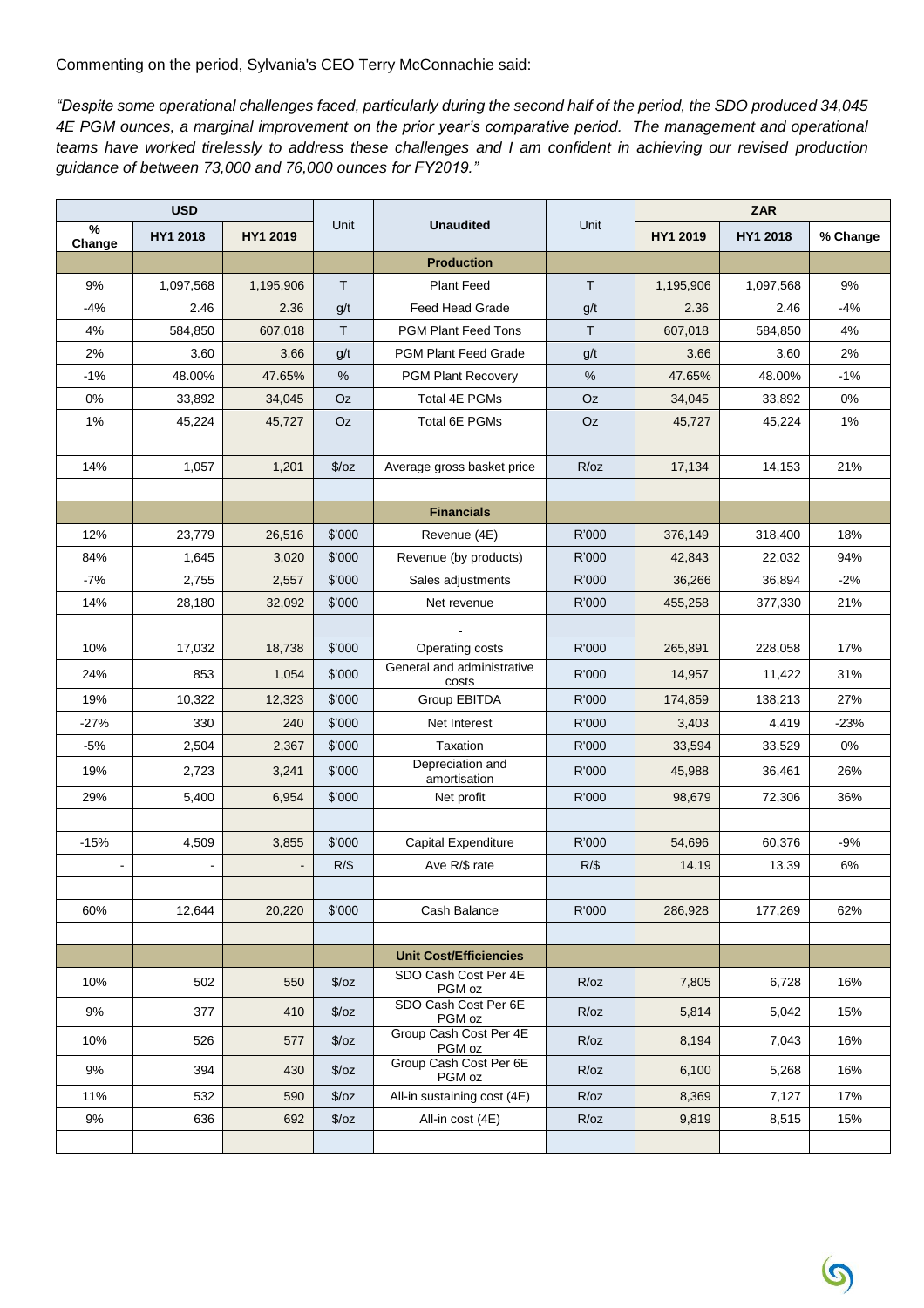Commenting on the period, Sylvania's CEO Terry McConnachie said:

*"Despite some operational challenges faced, particularly during the second half of the period, the SDO produced 34,045 4E PGM ounces, a marginal improvement on the prior year's comparative period. The management and operational teams have worked tirelessly to address these challenges and I am confident in achieving our revised production guidance of between 73,000 and 76,000 ounces for FY2019."*

| USD | | | Unit | Unaudited | Unit | ZAR | | |
|---|---|---|---|---|---|---|---|---|
| % Change | HY1 2018 | HY1 2019 | | | | HY1 2019 | HY1 2018 | % Change |
| | | | | **Production** | | | | |
| 9% | 1,097,568 | 1,195,906 | T | Plant Feed | T | 1,195,906 | 1,097,568 | 9% |
| -4% | 2.46 | 2.36 | g/t | Feed Head Grade | g/t | 2.36 | 2.46 | -4% |
| 4% | 584,850 | 607,018 | T | PGM Plant Feed Tons | T | 607,018 | 584,850 | 4% |
| 2% | 3.60 | 3.66 | g/t | PGM Plant Feed Grade | g/t | 3.66 | 3.60 | 2% |
| -1% | 48.00% | 47.65% | % | PGM Plant Recovery | % | 47.65% | 48.00% | -1% |
| 0% | 33,892 | 34,045 | Oz | Total 4E PGMs | Oz | 34,045 | 33,892 | 0% |
| 1% | 45,224 | 45,727 | Oz | Total 6E PGMs | Oz | 45,727 | 45,224 | 1% |
| | | | | | | | | |
| 14% | 1,057 | 1,201 | $/oz | Average gross basket price | R/oz | 17,134 | 14,153 | 21% |
| | | | | | | | | |
| | | | | **Financials** | | | | |
| 12% | 23,779 | 26,516 | $'000 | Revenue (4E) | R'000 | 376,149 | 318,400 | 18% |
| 84% | 1,645 | 3,020 | $'000 | Revenue (by products) | R'000 | 42,843 | 22,032 | 94% |
| -7% | 2,755 | 2,557 | $'000 | Sales adjustments | R'000 | 36,266 | 36,894 | -2% |
| 14% | 28,180 | 32,092 | $'000 | Net revenue | R'000 | 455,258 | 377,330 | 21% |
| | | | | - | | | | |
| 10% | 17,032 | 18,738 | $'000 | Operating costs | R'000 | 265,891 | 228,058 | 17% |
| 24% | 853 | 1,054 | $'000 | General and administrative costs | R'000 | 14,957 | 11,422 | 31% |
| 19% | 10,322 | 12,323 | $'000 | Group EBITDA | R'000 | 174,859 | 138,213 | 27% |
| -27% | 330 | 240 | $'000 | Net Interest | R'000 | 3,403 | 4,419 | -23% |
| -5% | 2,504 | 2,367 | $'000 | Taxation | R'000 | 33,594 | 33,529 | 0% |
| 19% | 2,723 | 3,241 | $'000 | Depreciation and amortisation | R'000 | 45,988 | 36,461 | 26% |
| 29% | 5,400 | 6,954 | $'000 | Net profit | R'000 | 98,679 | 72,306 | 36% |
| | | | | | | | | |
| -15% | 4,509 | 3,855 | $'000 | Capital Expenditure | R'000 | 54,696 | 60,376 | -9% |
| - | - | - | R/$ | Ave R/$ rate | R/$ | 14.19 | 13.39 | 6% |
| | | | | | | | | |
| 60% | 12,644 | 20,220 | $'000 | Cash Balance | R'000 | 286,928 | 177,269 | 62% |
| | | | | | | | | |
| | | | | **Unit Cost/Efficiencies** | | | | |
| 10% | 502 | 550 | $/oz | SDO Cash Cost Per 4E PGM oz | R/oz | 7,805 | 6,728 | 16% |
| 9% | 377 | 410 | $/oz | SDO Cash Cost Per 6E PGM oz | R/oz | 5,814 | 5,042 | 15% |
| 10% | 526 | 577 | $/oz | Group Cash Cost Per 4E PGM oz | R/oz | 8,194 | 7,043 | 16% |
| 9% | 394 | 430 | $/oz | Group Cash Cost Per 6E PGM oz | R/oz | 6,100 | 5,268 | 16% |
| 11% | 532 | 590 | $/oz | All-in sustaining cost (4E) | R/oz | 8,369 | 7,127 | 17% |
| 9% | 636 | 692 | $/oz | All-in cost (4E) | R/oz | 9,819 | 8,515 | 15% |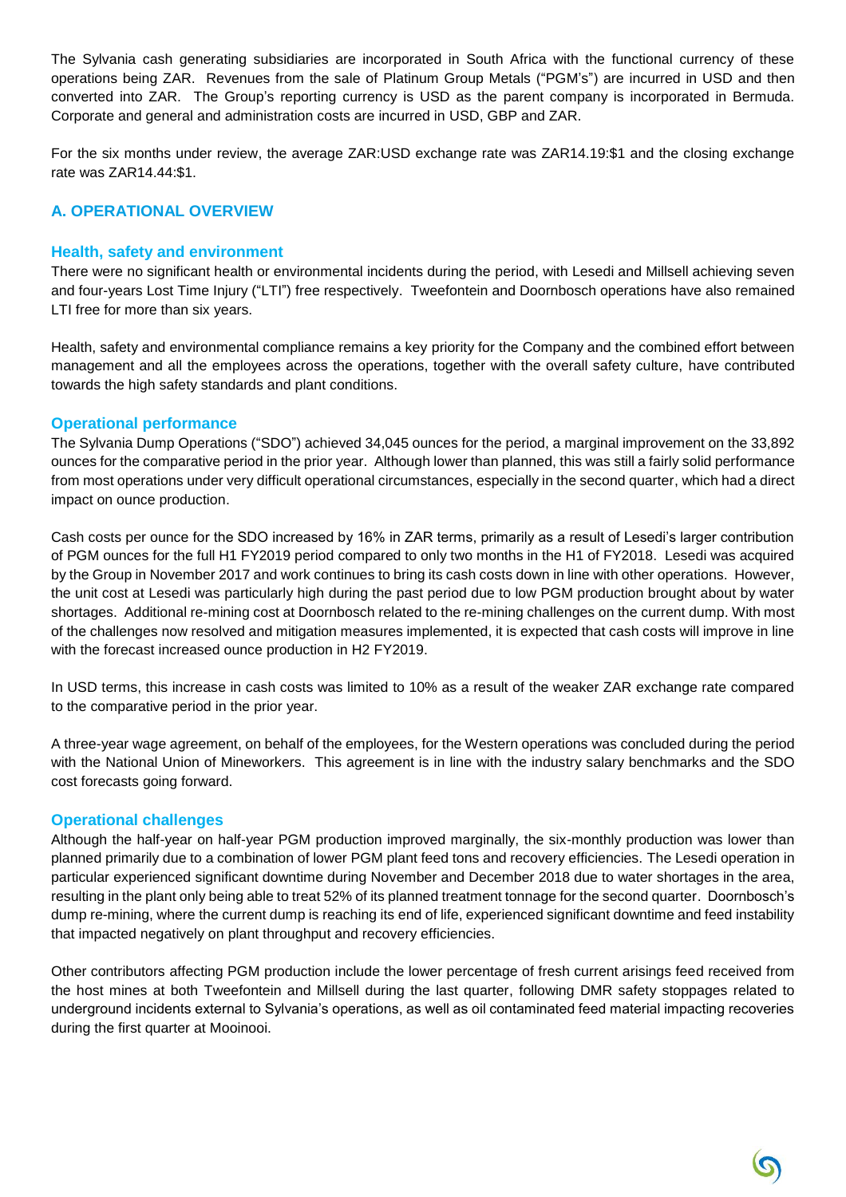The Sylvania cash generating subsidiaries are incorporated in South Africa with the functional currency of these operations being ZAR. Revenues from the sale of Platinum Group Metals ("PGM's") are incurred in USD and then converted into ZAR. The Group's reporting currency is USD as the parent company is incorporated in Bermuda. Corporate and general and administration costs are incurred in USD, GBP and ZAR.

For the six months under review, the average ZAR:USD exchange rate was ZAR14.19:$1 and the closing exchange rate was ZAR14.44:$1.

## A. OPERATIONAL OVERVIEW

### Health, safety and environment

There were no significant health or environmental incidents during the period, with Lesedi and Millsell achieving seven and four-years Lost Time Injury ("LTI") free respectively. Tweefontein and Doornbosch operations have also remained LTI free for more than six years.

Health, safety and environmental compliance remains a key priority for the Company and the combined effort between management and all the employees across the operations, together with the overall safety culture, have contributed towards the high safety standards and plant conditions.

### Operational performance

The Sylvania Dump Operations ("SDO") achieved 34,045 ounces for the period, a marginal improvement on the 33,892 ounces for the comparative period in the prior year. Although lower than planned, this was still a fairly solid performance from most operations under very difficult operational circumstances, especially in the second quarter, which had a direct impact on ounce production.

Cash costs per ounce for the SDO increased by 16% in ZAR terms, primarily as a result of Lesedi's larger contribution of PGM ounces for the full H1 FY2019 period compared to only two months in the H1 of FY2018. Lesedi was acquired by the Group in November 2017 and work continues to bring its cash costs down in line with other operations. However, the unit cost at Lesedi was particularly high during the past period due to low PGM production brought about by water shortages. Additional re-mining cost at Doornbosch related to the re-mining challenges on the current dump. With most of the challenges now resolved and mitigation measures implemented, it is expected that cash costs will improve in line with the forecast increased ounce production in H2 FY2019.

In USD terms, this increase in cash costs was limited to 10% as a result of the weaker ZAR exchange rate compared to the comparative period in the prior year.

A three-year wage agreement, on behalf of the employees, for the Western operations was concluded during the period with the National Union of Mineworkers. This agreement is in line with the industry salary benchmarks and the SDO cost forecasts going forward.

### Operational challenges

Although the half-year on half-year PGM production improved marginally, the six-monthly production was lower than planned primarily due to a combination of lower PGM plant feed tons and recovery efficiencies. The Lesedi operation in particular experienced significant downtime during November and December 2018 due to water shortages in the area, resulting in the plant only being able to treat 52% of its planned treatment tonnage for the second quarter. Doornbosch's dump re-mining, where the current dump is reaching its end of life, experienced significant downtime and feed instability that impacted negatively on plant throughput and recovery efficiencies.

Other contributors affecting PGM production include the lower percentage of fresh current arisings feed received from the host mines at both Tweefontein and Millsell during the last quarter, following DMR safety stoppages related to underground incidents external to Sylvania's operations, as well as oil contaminated feed material impacting recoveries during the first quarter at Mooinooi.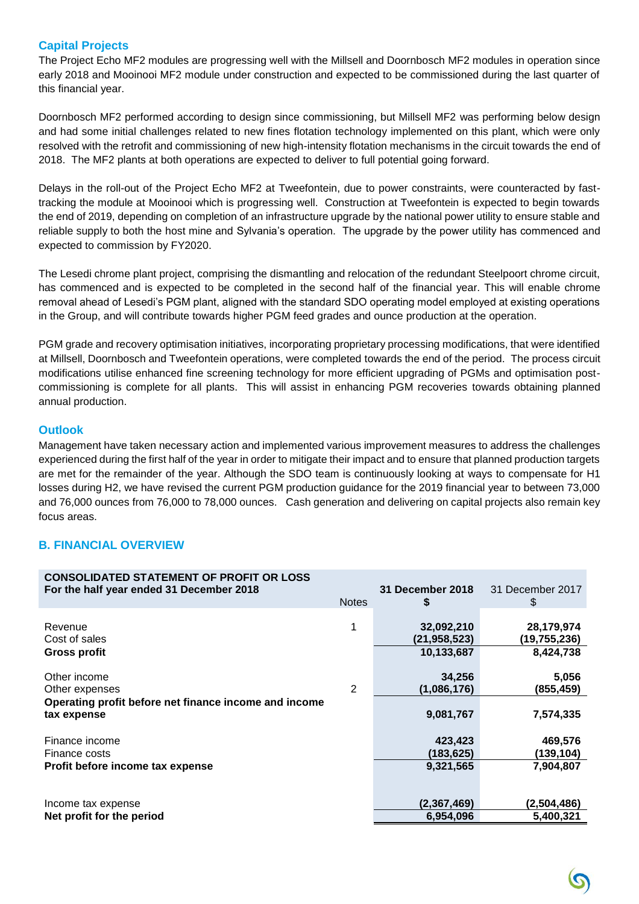### Capital Projects

The Project Echo MF2 modules are progressing well with the Millsell and Doornbosch MF2 modules in operation since early 2018 and Mooinooi MF2 module under construction and expected to be commissioned during the last quarter of this financial year.

Doornbosch MF2 performed according to design since commissioning, but Millsell MF2 was performing below design and had some initial challenges related to new fines flotation technology implemented on this plant, which were only resolved with the retrofit and commissioning of new high-intensity flotation mechanisms in the circuit towards the end of 2018. The MF2 plants at both operations are expected to deliver to full potential going forward.

Delays in the roll-out of the Project Echo MF2 at Tweefontein, due to power constraints, were counteracted by fast-tracking the module at Mooinooi which is progressing well. Construction at Tweefontein is expected to begin towards the end of 2019, depending on completion of an infrastructure upgrade by the national power utility to ensure stable and reliable supply to both the host mine and Sylvania's operation. The upgrade by the power utility has commenced and expected to commission by FY2020.

The Lesedi chrome plant project, comprising the dismantling and relocation of the redundant Steelpoort chrome circuit, has commenced and is expected to be completed in the second half of the financial year. This will enable chrome removal ahead of Lesedi's PGM plant, aligned with the standard SDO operating model employed at existing operations in the Group, and will contribute towards higher PGM feed grades and ounce production at the operation.

PGM grade and recovery optimisation initiatives, incorporating proprietary processing modifications, that were identified at Millsell, Doornbosch and Tweefontein operations, were completed towards the end of the period. The process circuit modifications utilise enhanced fine screening technology for more efficient upgrading of PGMs and optimisation post-commissioning is complete for all plants. This will assist in enhancing PGM recoveries towards obtaining planned annual production.

### Outlook

Management have taken necessary action and implemented various improvement measures to address the challenges experienced during the first half of the year in order to mitigate their impact and to ensure that planned production targets are met for the remainder of the year. Although the SDO team is continuously looking at ways to compensate for H1 losses during H2, we have revised the current PGM production guidance for the 2019 financial year to between 73,000 and 76,000 ounces from 76,000 to 78,000 ounces. Cash generation and delivering on capital projects also remain key focus areas.

## B. FINANCIAL OVERVIEW

| **CONSOLIDATED STATEMENT OF PROFIT OR LOSS**<br>**For the half year ended 31 December 2018** | Notes | **31 December 2018**<br>**\$** | 31 December 2017<br>\$ |
|---|---|---|---|
| Revenue | 1 | **32,092,210** | **28,179,974** |
| Cost of sales | | **(21,958,523)** | **(19,755,236)** |
| **Gross profit** | | **10,133,687** | **8,424,738** |
| Other income | | **34,256** | **5,056** |
| Other expenses | 2 | **(1,086,176)** | **(855,459)** |
| **Operating profit before net finance income and income tax expense** | | **9,081,767** | **7,574,335** |
| Finance income | | **423,423** | **469,576** |
| Finance costs | | **(183,625)** | **(139,104)** |
| **Profit before income tax expense** | | **9,321,565** | **7,904,807** |
| Income tax expense | | **(2,367,469)** | **(2,504,486)** |
| **Net profit for the period** | | **6,954,096** | **5,400,321** |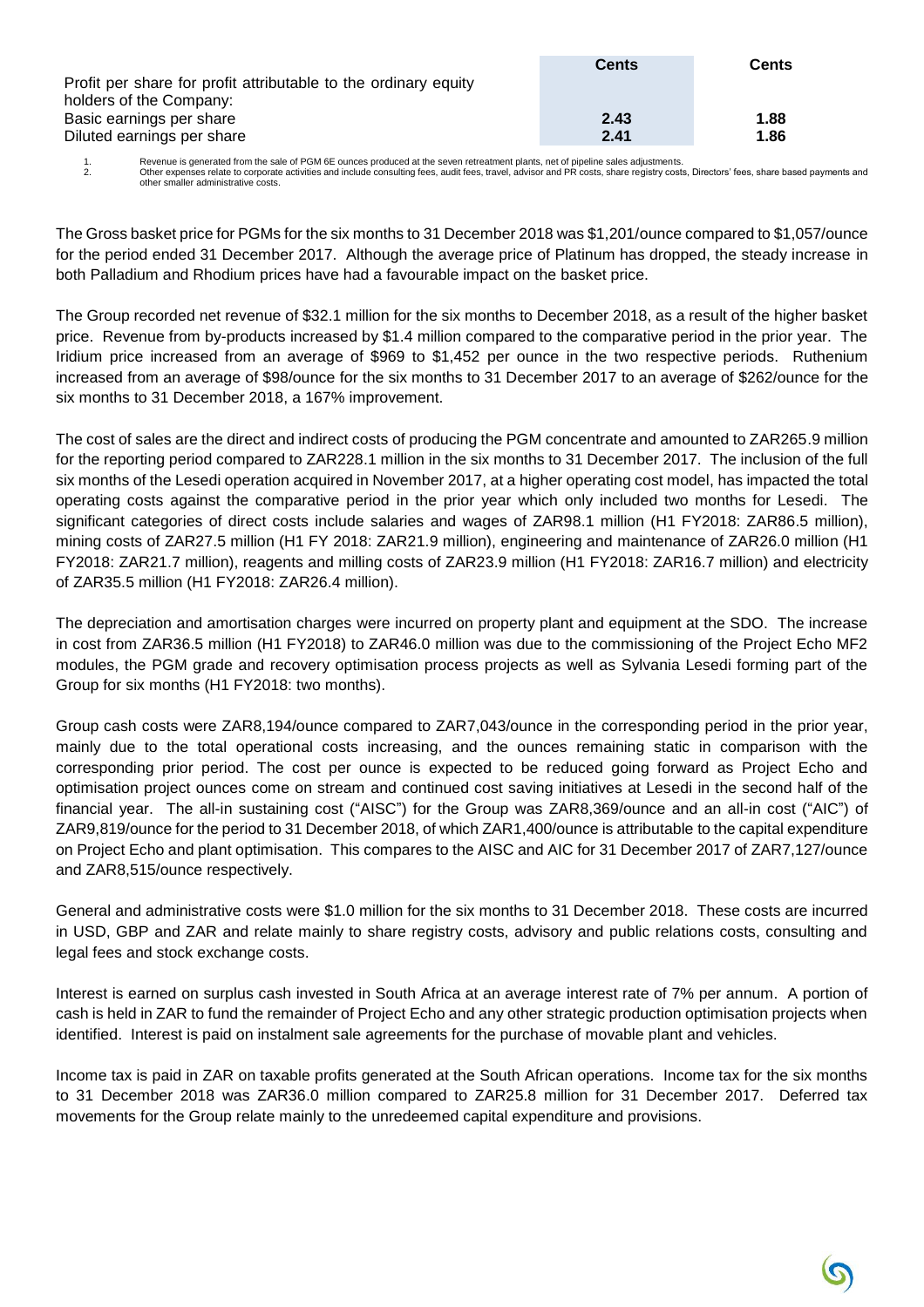| | Cents | Cents |
|---|---|---|
| Profit per share for profit attributable to the ordinary equity holders of the Company: | | |
| Basic earnings per share | **2.43** | **1.88** |
| Diluted earnings per share | **2.41** | **1.86** |

1. Revenue is generated from the sale of PGM 6E ounces produced at the seven retreatment plants, net of pipeline sales adjustments.
2. Other expenses relate to corporate activities and include consulting fees, audit fees, travel, advisor and PR costs, share registry costs, Directors' fees, share based payments and other smaller administrative costs.

The Gross basket price for PGMs for the six months to 31 December 2018 was $1,201/ounce compared to $1,057/ounce for the period ended 31 December 2017. Although the average price of Platinum has dropped, the steady increase in both Palladium and Rhodium prices have had a favourable impact on the basket price.

The Group recorded net revenue of $32.1 million for the six months to December 2018, as a result of the higher basket price. Revenue from by-products increased by $1.4 million compared to the comparative period in the prior year. The Iridium price increased from an average of $969 to $1,452 per ounce in the two respective periods. Ruthenium increased from an average of $98/ounce for the six months to 31 December 2017 to an average of $262/ounce for the six months to 31 December 2018, a 167% improvement.

The cost of sales are the direct and indirect costs of producing the PGM concentrate and amounted to ZAR265.9 million for the reporting period compared to ZAR228.1 million in the six months to 31 December 2017. The inclusion of the full six months of the Lesedi operation acquired in November 2017, at a higher operating cost model, has impacted the total operating costs against the comparative period in the prior year which only included two months for Lesedi. The significant categories of direct costs include salaries and wages of ZAR98.1 million (H1 FY2018: ZAR86.5 million), mining costs of ZAR27.5 million (H1 FY 2018: ZAR21.9 million), engineering and maintenance of ZAR26.0 million (H1 FY2018: ZAR21.7 million), reagents and milling costs of ZAR23.9 million (H1 FY2018: ZAR16.7 million) and electricity of ZAR35.5 million (H1 FY2018: ZAR26.4 million).

The depreciation and amortisation charges were incurred on property plant and equipment at the SDO. The increase in cost from ZAR36.5 million (H1 FY2018) to ZAR46.0 million was due to the commissioning of the Project Echo MF2 modules, the PGM grade and recovery optimisation process projects as well as Sylvania Lesedi forming part of the Group for six months (H1 FY2018: two months).

Group cash costs were ZAR8,194/ounce compared to ZAR7,043/ounce in the corresponding period in the prior year, mainly due to the total operational costs increasing, and the ounces remaining static in comparison with the corresponding prior period. The cost per ounce is expected to be reduced going forward as Project Echo and optimisation project ounces come on stream and continued cost saving initiatives at Lesedi in the second half of the financial year. The all-in sustaining cost ("AISC") for the Group was ZAR8,369/ounce and an all-in cost ("AIC") of ZAR9,819/ounce for the period to 31 December 2018, of which ZAR1,400/ounce is attributable to the capital expenditure on Project Echo and plant optimisation. This compares to the AISC and AIC for 31 December 2017 of ZAR7,127/ounce and ZAR8,515/ounce respectively.

General and administrative costs were $1.0 million for the six months to 31 December 2018. These costs are incurred in USD, GBP and ZAR and relate mainly to share registry costs, advisory and public relations costs, consulting and legal fees and stock exchange costs.

Interest is earned on surplus cash invested in South Africa at an average interest rate of 7% per annum. A portion of cash is held in ZAR to fund the remainder of Project Echo and any other strategic production optimisation projects when identified. Interest is paid on instalment sale agreements for the purchase of movable plant and vehicles.

Income tax is paid in ZAR on taxable profits generated at the South African operations. Income tax for the six months to 31 December 2018 was ZAR36.0 million compared to ZAR25.8 million for 31 December 2017. Deferred tax movements for the Group relate mainly to the unredeemed capital expenditure and provisions.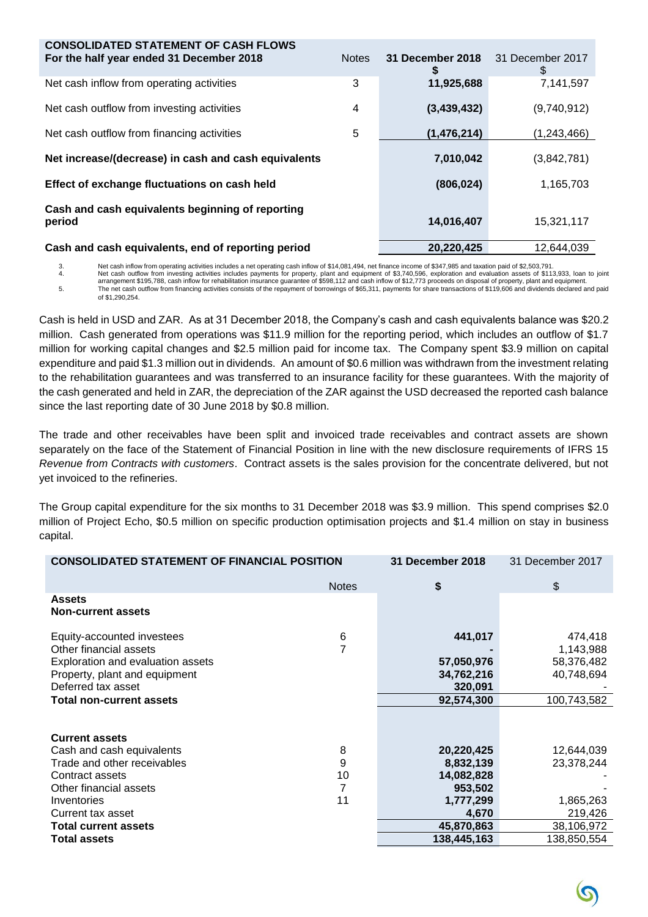| CONSOLIDATED STATEMENT OF CASH FLOWS For the half year ended 31 December 2018 | Notes | 31 December 2018 $ | 31 December 2017 $ |
|---|---|---|---|
| Net cash inflow from operating activities | 3 | **11,925,688** | 7,141,597 |
| Net cash outflow from investing activities | 4 | **(3,439,432)** | (9,740,912) |
| Net cash outflow from financing activities | 5 | **(1,476,214)** | (1,243,466) |
| **Net increase/(decrease) in cash and cash equivalents** | | **7,010,042** | (3,842,781) |
| **Effect of exchange fluctuations on cash held** | | **(806,024)** | 1,165,703 |
| **Cash and cash equivalents beginning of reporting period** | | **14,016,407** | 15,321,117 |
| **Cash and cash equivalents, end of reporting period** | | **20,220,425** | 12,644,039 |

3. Net cash inflow from operating activities includes a net operating cash inflow of $14,081,494, net finance income of $347,985 and taxation paid of $2,503,791.
4. Net cash outflow from investing activities includes payments for property, plant and equipment of $3,740,596, exploration and evaluation assets of $113,933, loan to joint arrangement $195,788, cash inflow for rehabilitation insurance guarantee of $598,112 and cash inflow of $12,773 proceeds on disposal of property, plant and equipment.
5. The net cash outflow from financing activities consists of the repayment of borrowings of $65,311, payments for share transactions of $119,606 and dividends declared and paid of $1,290,254.

Cash is held in USD and ZAR. As at 31 December 2018, the Company's cash and cash equivalents balance was $20.2 million. Cash generated from operations was $11.9 million for the reporting period, which includes an outflow of $1.7 million for working capital changes and $2.5 million paid for income tax. The Company spent $3.9 million on capital expenditure and paid $1.3 million out in dividends. An amount of $0.6 million was withdrawn from the investment relating to the rehabilitation guarantees and was transferred to an insurance facility for these guarantees. With the majority of the cash generated and held in ZAR, the depreciation of the ZAR against the USD decreased the reported cash balance since the last reporting date of 30 June 2018 by $0.8 million.

The trade and other receivables have been split and invoiced trade receivables and contract assets are shown separately on the face of the Statement of Financial Position in line with the new disclosure requirements of IFRS 15 *Revenue from Contracts with customers*. Contract assets is the sales provision for the concentrate delivered, but not yet invoiced to the refineries.

The Group capital expenditure for the six months to 31 December 2018 was $3.9 million. This spend comprises $2.0 million of Project Echo, $0.5 million on specific production optimisation projects and $1.4 million on stay in business capital.

| CONSOLIDATED STATEMENT OF FINANCIAL POSITION | Notes | 31 December 2018 $ | 31 December 2017 $ |
|---|---|---|---|
| **Assets** | | | |
| **Non-current assets** | | | |
| Equity-accounted investees | 6 | **441,017** | 474,418 |
| Other financial assets | 7 | **-** | 1,143,988 |
| Exploration and evaluation assets | | **57,050,976** | 58,376,482 |
| Property, plant and equipment | | **34,762,216** | 40,748,694 |
| Deferred tax asset | | **320,091** | - |
| **Total non-current assets** | | **92,574,300** | 100,743,582 |
| | | | |
| **Current assets** | | | |
| Cash and cash equivalents | 8 | **20,220,425** | 12,644,039 |
| Trade and other receivables | 9 | **8,832,139** | 23,378,244 |
| Contract assets | 10 | **14,082,828** | - |
| Other financial assets | 7 | **953,502** | - |
| Inventories | 11 | **1,777,299** | 1,865,263 |
| Current tax asset | | **4,670** | 219,426 |
| **Total current assets** | | **45,870,863** | 38,106,972 |
| **Total assets** | | **138,445,163** | 138,850,554 |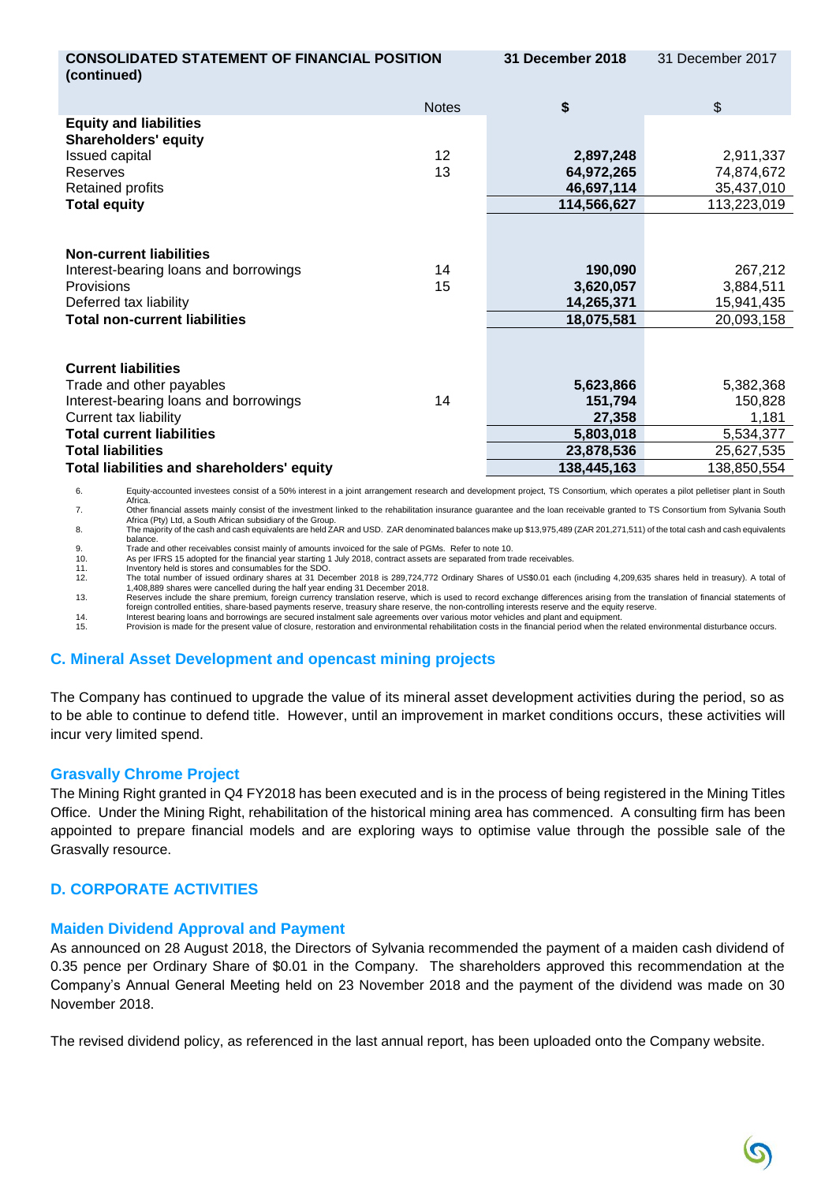| CONSOLIDATED STATEMENT OF FINANCIAL POSITION (continued) | | 31 December 2018 | 31 December 2017 |
|---|---|---|---|
| | Notes | $ | $ |
| **Equity and liabilities** | | | |
| **Shareholders' equity** | | | |
| Issued capital | 12 | **2,897,248** | 2,911,337 |
| Reserves | 13 | **64,972,265** | 74,874,672 |
| Retained profits | | **46,697,114** | 35,437,010 |
| **Total equity** | | **114,566,627** | 113,223,019 |
| | | | |
| **Non-current liabilities** | | | |
| Interest-bearing loans and borrowings | 14 | **190,090** | 267,212 |
| Provisions | 15 | **3,620,057** | 3,884,511 |
| Deferred tax liability | | **14,265,371** | 15,941,435 |
| **Total non-current liabilities** | | **18,075,581** | 20,093,158 |
| | | | |
| **Current liabilities** | | | |
| Trade and other payables | | **5,623,866** | 5,382,368 |
| Interest-bearing loans and borrowings | 14 | **151,794** | 150,828 |
| Current tax liability | | **27,358** | 1,181 |
| **Total current liabilities** | | **5,803,018** | 5,534,377 |
| **Total liabilities** | | **23,878,536** | 25,627,535 |
| **Total liabilities and shareholders' equity** | | **138,445,163** | 138,850,554 |

6. Equity-accounted investees consist of a 50% interest in a joint arrangement research and development project, TS Consortium, which operates a pilot pelletiser plant in South Africa.
7. Other financial assets mainly consist of the investment linked to the rehabilitation insurance guarantee and the loan receivable granted to TS Consortium from Sylvania South Africa (Pty) Ltd, a South African subsidiary of the Group.
8. The majority of the cash and cash equivalents are held ZAR and USD. ZAR denominated balances make up $13,975,489 (ZAR 201,271,511) of the total cash and cash equivalents balance.
9. Trade and other receivables consist mainly of amounts invoiced for the sale of PGMs. Refer to note 10.
10. As per IFRS 15 adopted for the financial year starting 1 July 2018, contract assets are separated from trade receivables.
11. Inventory held is stores and consumables for the SDO.
12. The total number of issued ordinary shares at 31 December 2018 is 289,724,772 Ordinary Shares of US$0.01 each (including 4,209,635 shares held in treasury). A total of 1,408,889 shares were cancelled during the half year ending 31 December 2018.
13. Reserves include the share premium, foreign currency translation reserve, which is used to record exchange differences arising from the translation of financial statements of foreign controlled entities, share-based payments reserve, treasury share reserve, the non-controlling interests reserve and the equity reserve.
14. Interest bearing loans and borrowings are secured instalment sale agreements over various motor vehicles and plant and equipment.
15. Provision is made for the present value of closure, restoration and environmental rehabilitation costs in the financial period when the related environmental disturbance occurs.

## C. Mineral Asset Development and opencast mining projects

The Company has continued to upgrade the value of its mineral asset development activities during the period, so as to be able to continue to defend title. However, until an improvement in market conditions occurs, these activities will incur very limited spend.

### Grasvally Chrome Project

The Mining Right granted in Q4 FY2018 has been executed and is in the process of being registered in the Mining Titles Office. Under the Mining Right, rehabilitation of the historical mining area has commenced. A consulting firm has been appointed to prepare financial models and are exploring ways to optimise value through the possible sale of the Grasvally resource.

## D. CORPORATE ACTIVITIES

### Maiden Dividend Approval and Payment

As announced on 28 August 2018, the Directors of Sylvania recommended the payment of a maiden cash dividend of 0.35 pence per Ordinary Share of $0.01 in the Company. The shareholders approved this recommendation at the Company's Annual General Meeting held on 23 November 2018 and the payment of the dividend was made on 30 November 2018.

The revised dividend policy, as referenced in the last annual report, has been uploaded onto the Company website.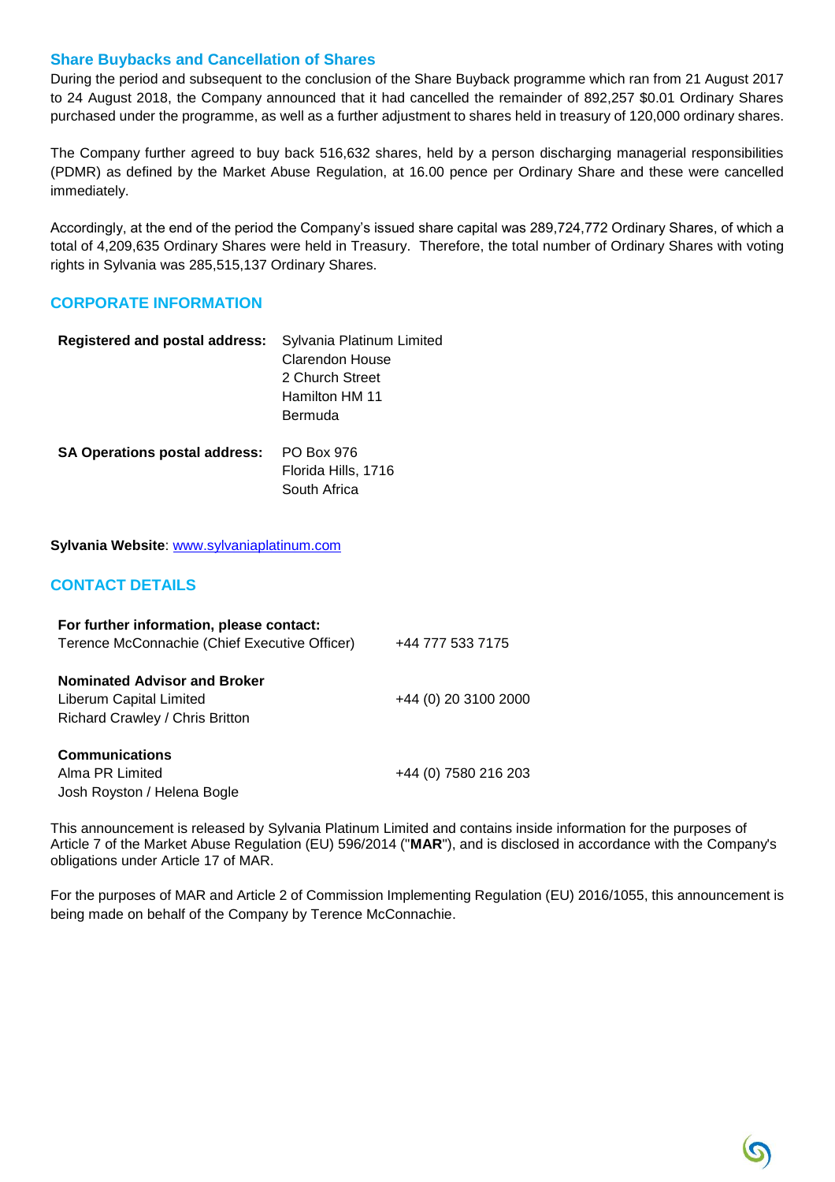## Share Buybacks and Cancellation of Shares

During the period and subsequent to the conclusion of the Share Buyback programme which ran from 21 August 2017 to 24 August 2018, the Company announced that it had cancelled the remainder of 892,257 $0.01 Ordinary Shares purchased under the programme, as well as a further adjustment to shares held in treasury of 120,000 ordinary shares.

The Company further agreed to buy back 516,632 shares, held by a person discharging managerial responsibilities (PDMR) as defined by the Market Abuse Regulation, at 16.00 pence per Ordinary Share and these were cancelled immediately.

Accordingly, at the end of the period the Company's issued share capital was 289,724,772 Ordinary Shares, of which a total of 4,209,635 Ordinary Shares were held in Treasury. Therefore, the total number of Ordinary Shares with voting rights in Sylvania was 285,515,137 Ordinary Shares.

## CORPORATE INFORMATION

**Registered and postal address:**
Sylvania Platinum Limited
Clarendon House
2 Church Street
Hamilton HM 11
Bermuda

**SA Operations postal address:**
PO Box 976
Florida Hills, 1716
South Africa

**Sylvania Website**: www.sylvaniaplatinum.com

## CONTACT DETAILS

**For further information, please contact:**
Terence McConnachie (Chief Executive Officer) +44 777 533 7175

**Nominated Advisor and Broker**
Liberum Capital Limited +44 (0) 20 3100 2000
Richard Crawley / Chris Britton

**Communications**
Alma PR Limited +44 (0) 7580 216 203
Josh Royston / Helena Bogle

This announcement is released by Sylvania Platinum Limited and contains inside information for the purposes of Article 7 of the Market Abuse Regulation (EU) 596/2014 ("**MAR**"), and is disclosed in accordance with the Company's obligations under Article 17 of MAR.

For the purposes of MAR and Article 2 of Commission Implementing Regulation (EU) 2016/1055, this announcement is being made on behalf of the Company by Terence McConnachie.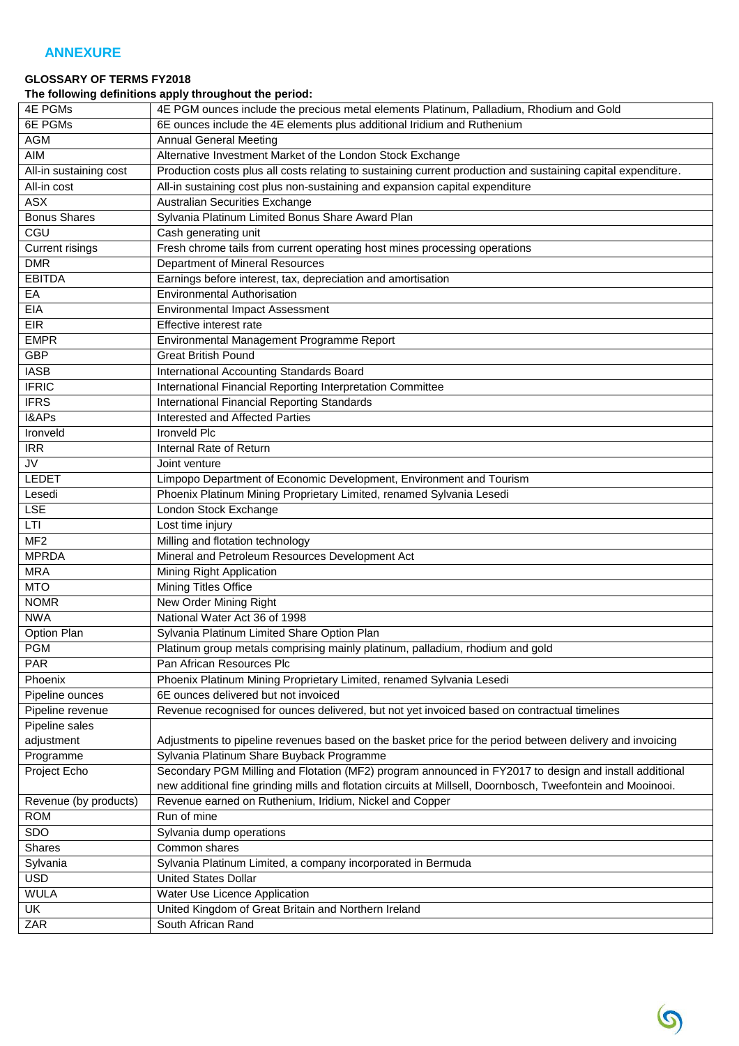# ANNEXURE

**GLOSSARY OF TERMS FY2018**

**The following definitions apply throughout the period:**

| | |
|---|---|
| 4E PGMs | 4E PGM ounces include the precious metal elements Platinum, Palladium, Rhodium and Gold |
| 6E PGMs | 6E ounces include the 4E elements plus additional Iridium and Ruthenium |
| AGM | Annual General Meeting |
| AIM | Alternative Investment Market of the London Stock Exchange |
| All-in sustaining cost | Production costs plus all costs relating to sustaining current production and sustaining capital expenditure. |
| All-in cost | All-in sustaining cost plus non-sustaining and expansion capital expenditure |
| ASX | Australian Securities Exchange |
| Bonus Shares | Sylvania Platinum Limited Bonus Share Award Plan |
| CGU | Cash generating unit |
| Current risings | Fresh chrome tails from current operating host mines processing operations |
| DMR | Department of Mineral Resources |
| EBITDA | Earnings before interest, tax, depreciation and amortisation |
| EA | Environmental Authorisation |
| EIA | Environmental Impact Assessment |
| EIR | Effective interest rate |
| EMPR | Environmental Management Programme Report |
| GBP | Great British Pound |
| IASB | International Accounting Standards Board |
| IFRIC | International Financial Reporting Interpretation Committee |
| IFRS | International Financial Reporting Standards |
| I&APs | Interested and Affected Parties |
| Ironveld | Ironveld Plc |
| IRR | Internal Rate of Return |
| JV | Joint venture |
| LEDET | Limpopo Department of Economic Development, Environment and Tourism |
| Lesedi | Phoenix Platinum Mining Proprietary Limited, renamed Sylvania Lesedi |
| LSE | London Stock Exchange |
| LTI | Lost time injury |
| MF2 | Milling and flotation technology |
| MPRDA | Mineral and Petroleum Resources Development Act |
| MRA | Mining Right Application |
| MTO | Mining Titles Office |
| NOMR | New Order Mining Right |
| NWA | National Water Act 36 of 1998 |
| Option Plan | Sylvania Platinum Limited Share Option Plan |
| PGM | Platinum group metals comprising mainly platinum, palladium, rhodium and gold |
| PAR | Pan African Resources Plc |
| Phoenix | Phoenix Platinum Mining Proprietary Limited, renamed Sylvania Lesedi |
| Pipeline ounces | 6E ounces delivered but not invoiced |
| Pipeline revenue | Revenue recognised for ounces delivered, but not yet invoiced based on contractual timelines |
| Pipeline sales adjustment | Adjustments to pipeline revenues based on the basket price for the period between delivery and invoicing |
| Programme | Sylvania Platinum Share Buyback Programme |
| Project Echo | Secondary PGM Milling and Flotation (MF2) program announced in FY2017 to design and install additional new additional fine grinding mills and flotation circuits at Millsell, Doornbosch, Tweefontein and Mooinooi. |
| Revenue (by products) | Revenue earned on Ruthenium, Iridium, Nickel and Copper |
| ROM | Run of mine |
| SDO | Sylvania dump operations |
| Shares | Common shares |
| Sylvania | Sylvania Platinum Limited, a company incorporated in Bermuda |
| USD | United States Dollar |
| WULA | Water Use Licence Application |
| UK | United Kingdom of Great Britain and Northern Ireland |
| ZAR | South African Rand |